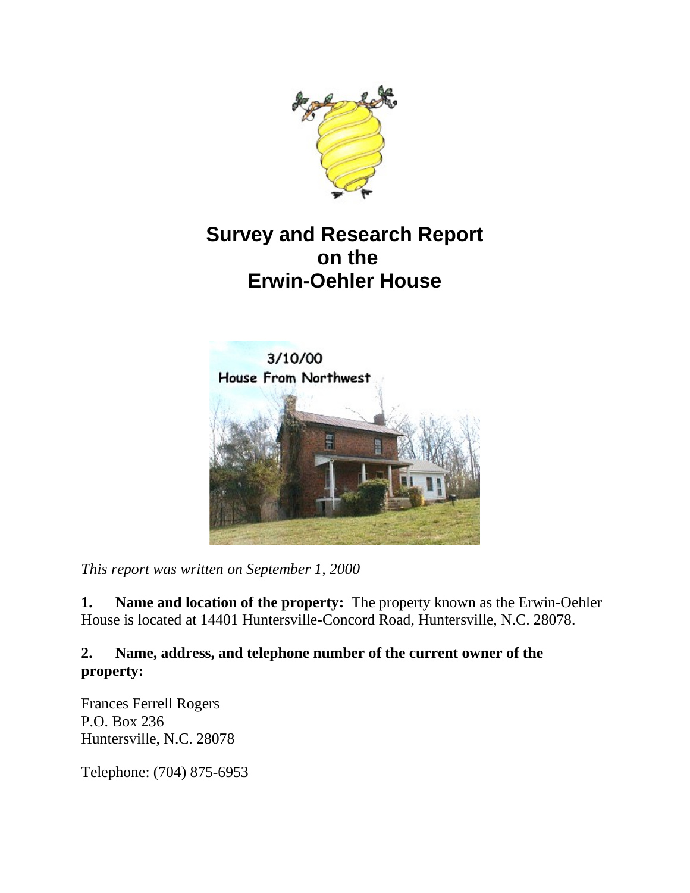# Survey and Research Report on the Erwin-Oehler House

*This report was written on September 1, 2000*

**1. Name and location of the property:** The property known as the Erwin-Oehler House is located at 14401 Huntersville-Concord Road, Huntersville, N.C. 28078.

**2. Name, address, and telephone number of the current owner of the property:**

Frances Ferrell Rogers
P.O. Box 236
Huntersville, N.C. 28078

Telephone: (704) 875-6953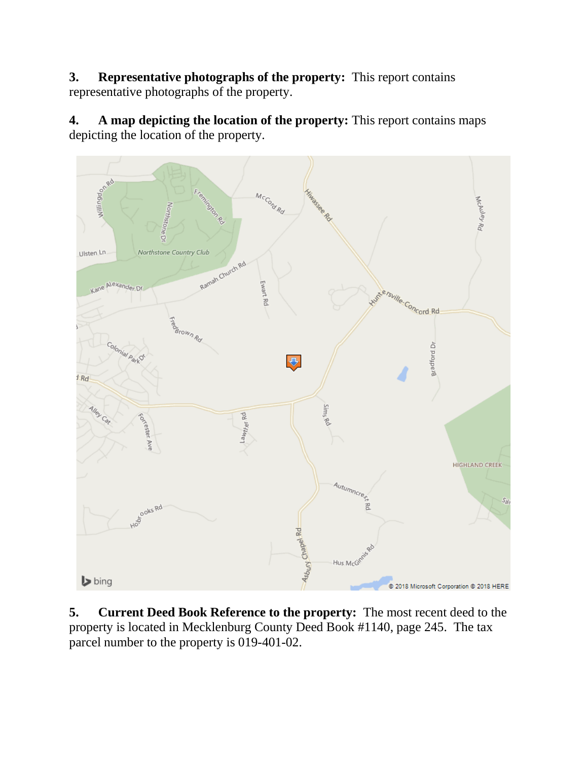**3. Representative photographs of the property:** This report contains representative photographs of the property.

**4. A map depicting the location of the property:** This report contains maps depicting the location of the property.

**5. Current Deed Book Reference to the property:** The most recent deed to the property is located in Mecklenburg County Deed Book #1140, page 245. The tax parcel number to the property is 019-401-02.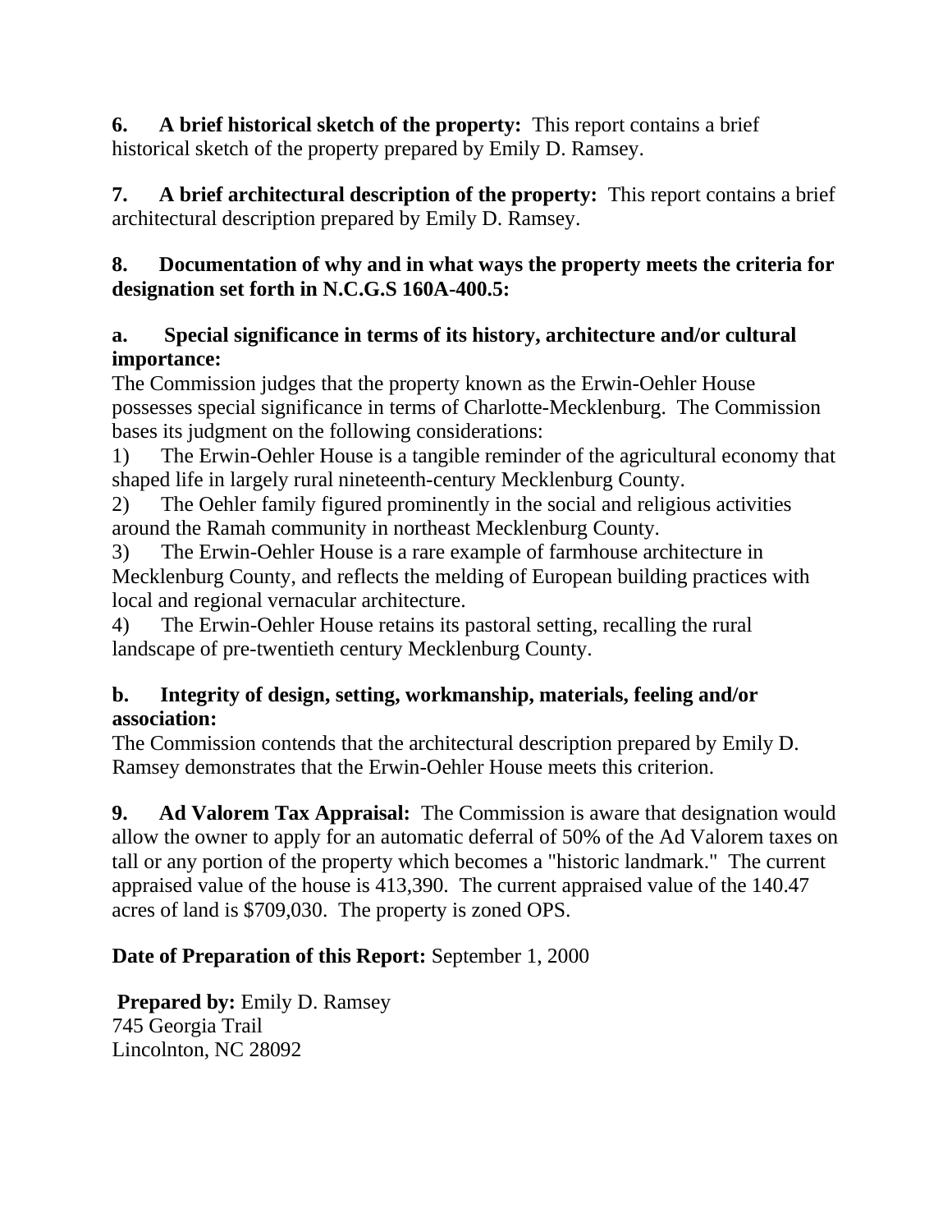**6. A brief historical sketch of the property:** This report contains a brief historical sketch of the property prepared by Emily D. Ramsey.

**7. A brief architectural description of the property:** This report contains a brief architectural description prepared by Emily D. Ramsey.

**8. Documentation of why and in what ways the property meets the criteria for designation set forth in N.C.G.S 160A-400.5:**

**a. Special significance in terms of its history, architecture and/or cultural importance:**

The Commission judges that the property known as the Erwin-Oehler House possesses special significance in terms of Charlotte-Mecklenburg. The Commission bases its judgment on the following considerations:

1) The Erwin-Oehler House is a tangible reminder of the agricultural economy that shaped life in largely rural nineteenth-century Mecklenburg County.

2) The Oehler family figured prominently in the social and religious activities around the Ramah community in northeast Mecklenburg County.

3) The Erwin-Oehler House is a rare example of farmhouse architecture in Mecklenburg County, and reflects the melding of European building practices with local and regional vernacular architecture.

4) The Erwin-Oehler House retains its pastoral setting, recalling the rural landscape of pre-twentieth century Mecklenburg County.

**b. Integrity of design, setting, workmanship, materials, feeling and/or association:**

The Commission contends that the architectural description prepared by Emily D. Ramsey demonstrates that the Erwin-Oehler House meets this criterion.

**9. Ad Valorem Tax Appraisal:** The Commission is aware that designation would allow the owner to apply for an automatic deferral of 50% of the Ad Valorem taxes on tall or any portion of the property which becomes a "historic landmark." The current appraised value of the house is 413,390. The current appraised value of the 140.47 acres of land is $709,030. The property is zoned OPS.

**Date of Preparation of this Report:** September 1, 2000

**Prepared by:** Emily D. Ramsey
745 Georgia Trail
Lincolnton, NC 28092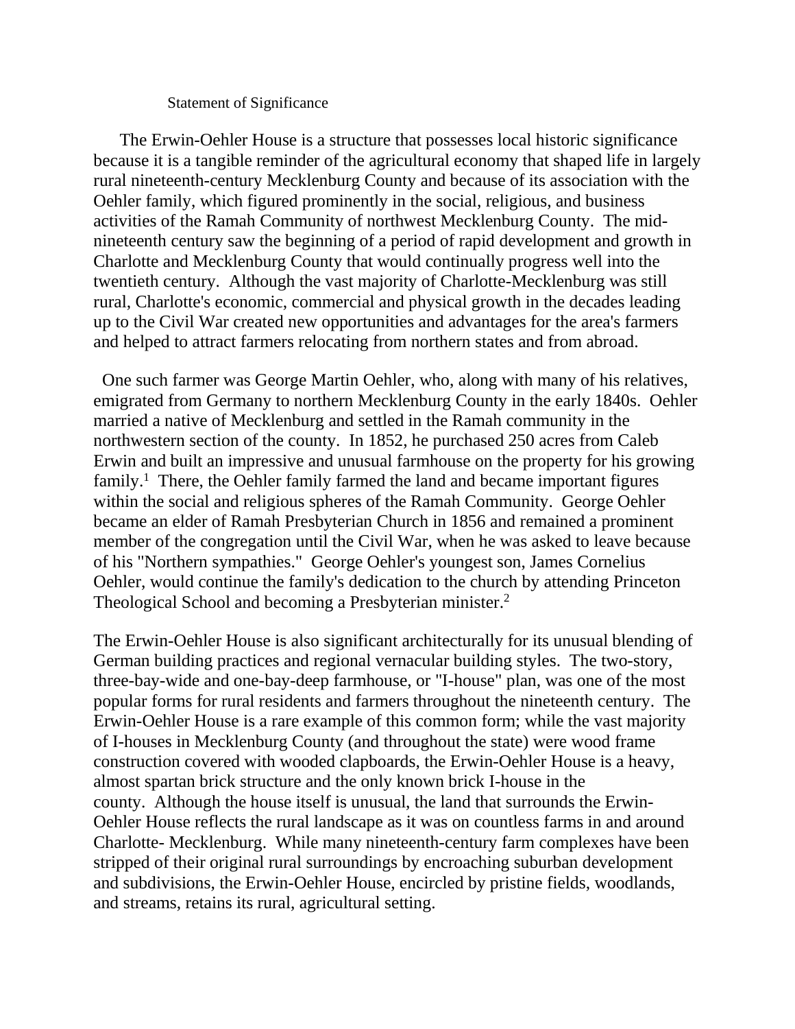## Statement of Significance

The Erwin-Oehler House is a structure that possesses local historic significance because it is a tangible reminder of the agricultural economy that shaped life in largely rural nineteenth-century Mecklenburg County and because of its association with the Oehler family, which figured prominently in the social, religious, and business activities of the Ramah Community of northwest Mecklenburg County. The mid-nineteenth century saw the beginning of a period of rapid development and growth in Charlotte and Mecklenburg County that would continually progress well into the twentieth century. Although the vast majority of Charlotte-Mecklenburg was still rural, Charlotte's economic, commercial and physical growth in the decades leading up to the Civil War created new opportunities and advantages for the area's farmers and helped to attract farmers relocating from northern states and from abroad.

One such farmer was George Martin Oehler, who, along with many of his relatives, emigrated from Germany to northern Mecklenburg County in the early 1840s. Oehler married a native of Mecklenburg and settled in the Ramah community in the northwestern section of the county. In 1852, he purchased 250 acres from Caleb Erwin and built an impressive and unusual farmhouse on the property for his growing family.[1] There, the Oehler family farmed the land and became important figures within the social and religious spheres of the Ramah Community. George Oehler became an elder of Ramah Presbyterian Church in 1856 and remained a prominent member of the congregation until the Civil War, when he was asked to leave because of his "Northern sympathies." George Oehler's youngest son, James Cornelius Oehler, would continue the family's dedication to the church by attending Princeton Theological School and becoming a Presbyterian minister.[2]

The Erwin-Oehler House is also significant architecturally for its unusual blending of German building practices and regional vernacular building styles. The two-story, three-bay-wide and one-bay-deep farmhouse, or "I-house" plan, was one of the most popular forms for rural residents and farmers throughout the nineteenth century. The Erwin-Oehler House is a rare example of this common form; while the vast majority of I-houses in Mecklenburg County (and throughout the state) were wood frame construction covered with wooded clapboards, the Erwin-Oehler House is a heavy, almost spartan brick structure and the only known brick I-house in the county. Although the house itself is unusual, the land that surrounds the Erwin-Oehler House reflects the rural landscape as it was on countless farms in and around Charlotte- Mecklenburg. While many nineteenth-century farm complexes have been stripped of their original rural surroundings by encroaching suburban development and subdivisions, the Erwin-Oehler House, encircled by pristine fields, woodlands, and streams, retains its rural, agricultural setting.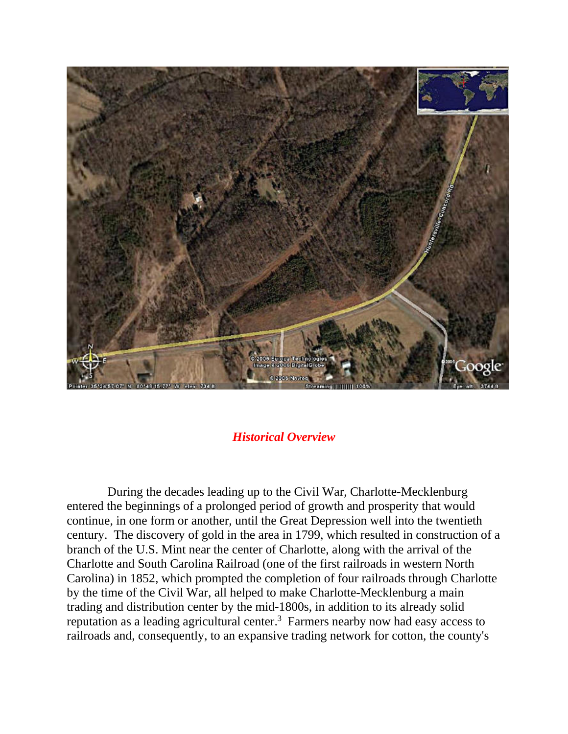## *Historical Overview*

During the decades leading up to the Civil War, Charlotte-Mecklenburg entered the beginnings of a prolonged period of growth and prosperity that would continue, in one form or another, until the Great Depression well into the twentieth century. The discovery of gold in the area in 1799, which resulted in construction of a branch of the U.S. Mint near the center of Charlotte, along with the arrival of the Charlotte and South Carolina Railroad (one of the first railroads in western North Carolina) in 1852, which prompted the completion of four railroads through Charlotte by the time of the Civil War, all helped to make Charlotte-Mecklenburg a main trading and distribution center by the mid-1800s, in addition to its already solid reputation as a leading agricultural center.[3] Farmers nearby now had easy access to railroads and, consequently, to an expansive trading network for cotton, the county's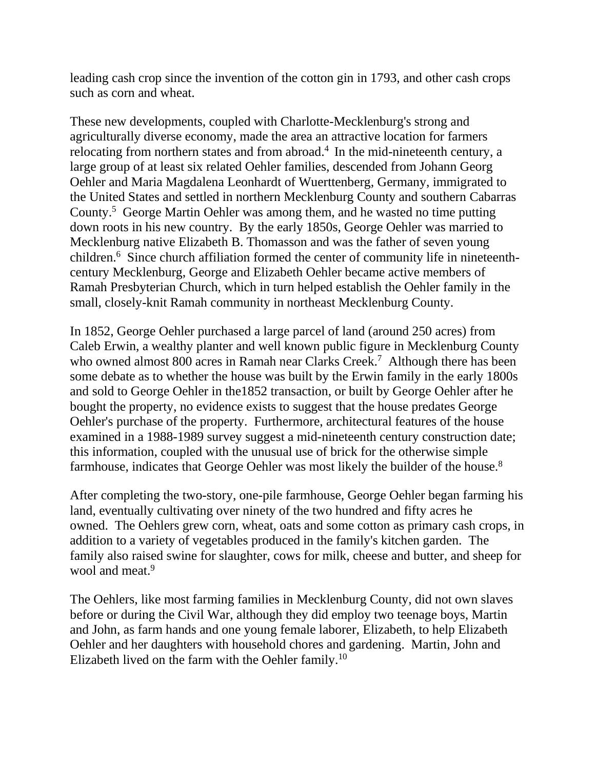leading cash crop since the invention of the cotton gin in 1793, and other cash crops such as corn and wheat.

These new developments, coupled with Charlotte-Mecklenburg's strong and agriculturally diverse economy, made the area an attractive location for farmers relocating from northern states and from abroad.[4] In the mid-nineteenth century, a large group of at least six related Oehler families, descended from Johann Georg Oehler and Maria Magdalena Leonhardt of Wuerttenberg, Germany, immigrated to the United States and settled in northern Mecklenburg County and southern Cabarras County.[5] George Martin Oehler was among them, and he wasted no time putting down roots in his new country. By the early 1850s, George Oehler was married to Mecklenburg native Elizabeth B. Thomasson and was the father of seven young children.[6] Since church affiliation formed the center of community life in nineteenth-century Mecklenburg, George and Elizabeth Oehler became active members of Ramah Presbyterian Church, which in turn helped establish the Oehler family in the small, closely-knit Ramah community in northeast Mecklenburg County.

In 1852, George Oehler purchased a large parcel of land (around 250 acres) from Caleb Erwin, a wealthy planter and well known public figure in Mecklenburg County who owned almost 800 acres in Ramah near Clarks Creek.[7] Although there has been some debate as to whether the house was built by the Erwin family in the early 1800s and sold to George Oehler in the1852 transaction, or built by George Oehler after he bought the property, no evidence exists to suggest that the house predates George Oehler's purchase of the property. Furthermore, architectural features of the house examined in a 1988-1989 survey suggest a mid-nineteenth century construction date; this information, coupled with the unusual use of brick for the otherwise simple farmhouse, indicates that George Oehler was most likely the builder of the house.[8]

After completing the two-story, one-pile farmhouse, George Oehler began farming his land, eventually cultivating over ninety of the two hundred and fifty acres he owned. The Oehlers grew corn, wheat, oats and some cotton as primary cash crops, in addition to a variety of vegetables produced in the family's kitchen garden. The family also raised swine for slaughter, cows for milk, cheese and butter, and sheep for wool and meat.[9]

The Oehlers, like most farming families in Mecklenburg County, did not own slaves before or during the Civil War, although they did employ two teenage boys, Martin and John, as farm hands and one young female laborer, Elizabeth, to help Elizabeth Oehler and her daughters with household chores and gardening. Martin, John and Elizabeth lived on the farm with the Oehler family.[10]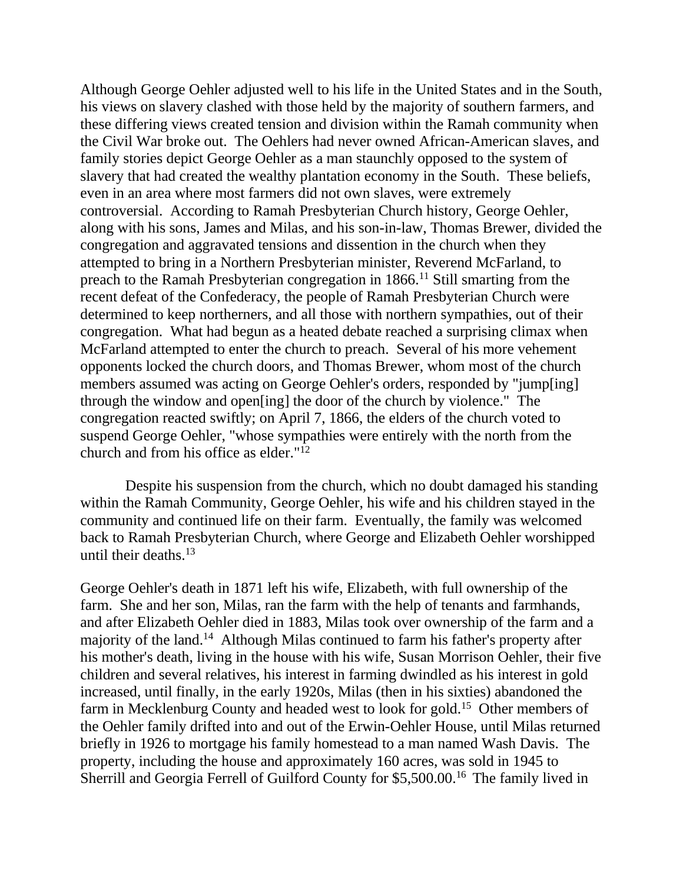Although George Oehler adjusted well to his life in the United States and in the South, his views on slavery clashed with those held by the majority of southern farmers, and these differing views created tension and division within the Ramah community when the Civil War broke out. The Oehlers had never owned African-American slaves, and family stories depict George Oehler as a man staunchly opposed to the system of slavery that had created the wealthy plantation economy in the South. These beliefs, even in an area where most farmers did not own slaves, were extremely controversial. According to Ramah Presbyterian Church history, George Oehler, along with his sons, James and Milas, and his son-in-law, Thomas Brewer, divided the congregation and aggravated tensions and dissention in the church when they attempted to bring in a Northern Presbyterian minister, Reverend McFarland, to preach to the Ramah Presbyterian congregation in 1866.[11] Still smarting from the recent defeat of the Confederacy, the people of Ramah Presbyterian Church were determined to keep northerners, and all those with northern sympathies, out of their congregation. What had begun as a heated debate reached a surprising climax when McFarland attempted to enter the church to preach. Several of his more vehement opponents locked the church doors, and Thomas Brewer, whom most of the church members assumed was acting on George Oehler's orders, responded by "jump[ing] through the window and open[ing] the door of the church by violence." The congregation reacted swiftly; on April 7, 1866, the elders of the church voted to suspend George Oehler, "whose sympathies were entirely with the north from the church and from his office as elder."[12]

Despite his suspension from the church, which no doubt damaged his standing within the Ramah Community, George Oehler, his wife and his children stayed in the community and continued life on their farm. Eventually, the family was welcomed back to Ramah Presbyterian Church, where George and Elizabeth Oehler worshipped until their deaths.[13]

George Oehler's death in 1871 left his wife, Elizabeth, with full ownership of the farm. She and her son, Milas, ran the farm with the help of tenants and farmhands, and after Elizabeth Oehler died in 1883, Milas took over ownership of the farm and a majority of the land.[14] Although Milas continued to farm his father's property after his mother's death, living in the house with his wife, Susan Morrison Oehler, their five children and several relatives, his interest in farming dwindled as his interest in gold increased, until finally, in the early 1920s, Milas (then in his sixties) abandoned the farm in Mecklenburg County and headed west to look for gold.[15] Other members of the Oehler family drifted into and out of the Erwin-Oehler House, until Milas returned briefly in 1926 to mortgage his family homestead to a man named Wash Davis. The property, including the house and approximately 160 acres, was sold in 1945 to Sherrill and Georgia Ferrell of Guilford County for $5,500.00.[16] The family lived in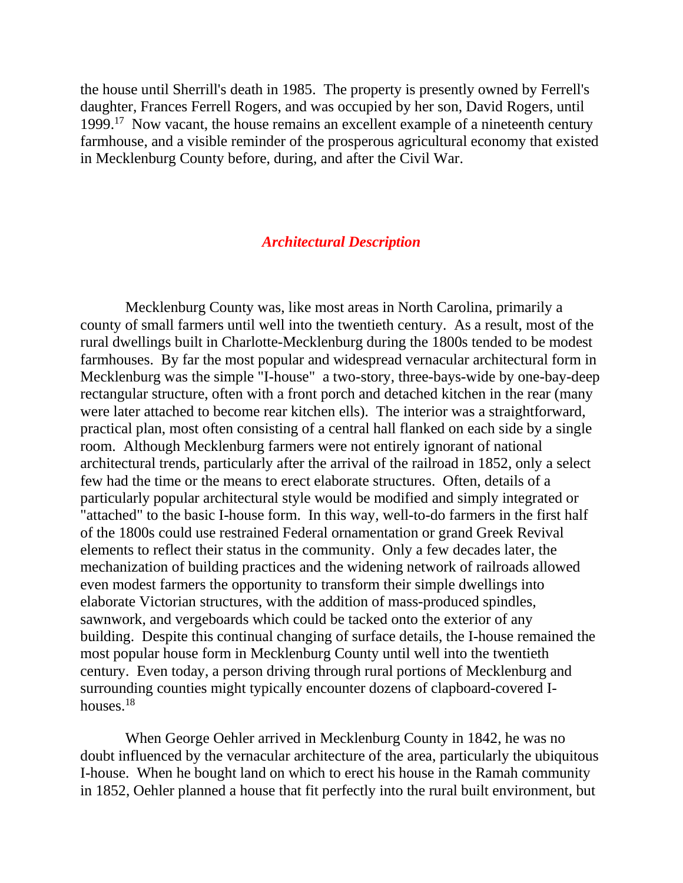the house until Sherrill's death in 1985. The property is presently owned by Ferrell's daughter, Frances Ferrell Rogers, and was occupied by her son, David Rogers, until 1999.[17] Now vacant, the house remains an excellent example of a nineteenth century farmhouse, and a visible reminder of the prosperous agricultural economy that existed in Mecklenburg County before, during, and after the Civil War.

## *Architectural Description*

Mecklenburg County was, like most areas in North Carolina, primarily a county of small farmers until well into the twentieth century. As a result, most of the rural dwellings built in Charlotte-Mecklenburg during the 1800s tended to be modest farmhouses. By far the most popular and widespread vernacular architectural form in Mecklenburg was the simple "I-house" a two-story, three-bays-wide by one-bay-deep rectangular structure, often with a front porch and detached kitchen in the rear (many were later attached to become rear kitchen ells). The interior was a straightforward, practical plan, most often consisting of a central hall flanked on each side by a single room. Although Mecklenburg farmers were not entirely ignorant of national architectural trends, particularly after the arrival of the railroad in 1852, only a select few had the time or the means to erect elaborate structures. Often, details of a particularly popular architectural style would be modified and simply integrated or "attached" to the basic I-house form. In this way, well-to-do farmers in the first half of the 1800s could use restrained Federal ornamentation or grand Greek Revival elements to reflect their status in the community. Only a few decades later, the mechanization of building practices and the widening network of railroads allowed even modest farmers the opportunity to transform their simple dwellings into elaborate Victorian structures, with the addition of mass-produced spindles, sawnwork, and vergeboards which could be tacked onto the exterior of any building. Despite this continual changing of surface details, the I-house remained the most popular house form in Mecklenburg County until well into the twentieth century. Even today, a person driving through rural portions of Mecklenburg and surrounding counties might typically encounter dozens of clapboard-covered I-houses.[18]

When George Oehler arrived in Mecklenburg County in 1842, he was no doubt influenced by the vernacular architecture of the area, particularly the ubiquitous I-house. When he bought land on which to erect his house in the Ramah community in 1852, Oehler planned a house that fit perfectly into the rural built environment, but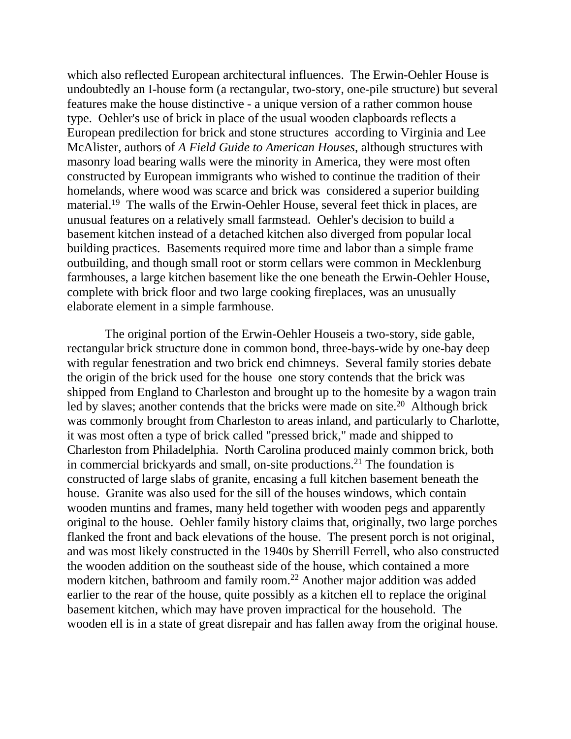which also reflected European architectural influences. The Erwin-Oehler House is undoubtedly an I-house form (a rectangular, two-story, one-pile structure) but several features make the house distinctive - a unique version of a rather common house type. Oehler's use of brick in place of the usual wooden clapboards reflects a European predilection for brick and stone structures according to Virginia and Lee McAlister, authors of *A Field Guide to American Houses*, although structures with masonry load bearing walls were the minority in America, they were most often constructed by European immigrants who wished to continue the tradition of their homelands, where wood was scarce and brick was considered a superior building material.[19] The walls of the Erwin-Oehler House, several feet thick in places, are unusual features on a relatively small farmstead. Oehler's decision to build a basement kitchen instead of a detached kitchen also diverged from popular local building practices. Basements required more time and labor than a simple frame outbuilding, and though small root or storm cellars were common in Mecklenburg farmhouses, a large kitchen basement like the one beneath the Erwin-Oehler House, complete with brick floor and two large cooking fireplaces, was an unusually elaborate element in a simple farmhouse.

The original portion of the Erwin-Oehler Houseis a two-story, side gable, rectangular brick structure done in common bond, three-bays-wide by one-bay deep with regular fenestration and two brick end chimneys. Several family stories debate the origin of the brick used for the house one story contends that the brick was shipped from England to Charleston and brought up to the homesite by a wagon train led by slaves; another contends that the bricks were made on site.[20] Although brick was commonly brought from Charleston to areas inland, and particularly to Charlotte, it was most often a type of brick called "pressed brick," made and shipped to Charleston from Philadelphia. North Carolina produced mainly common brick, both in commercial brickyards and small, on-site productions.[21] The foundation is constructed of large slabs of granite, encasing a full kitchen basement beneath the house. Granite was also used for the sill of the houses windows, which contain wooden muntins and frames, many held together with wooden pegs and apparently original to the house. Oehler family history claims that, originally, two large porches flanked the front and back elevations of the house. The present porch is not original, and was most likely constructed in the 1940s by Sherrill Ferrell, who also constructed the wooden addition on the southeast side of the house, which contained a more modern kitchen, bathroom and family room.[22] Another major addition was added earlier to the rear of the house, quite possibly as a kitchen ell to replace the original basement kitchen, which may have proven impractical for the household. The wooden ell is in a state of great disrepair and has fallen away from the original house.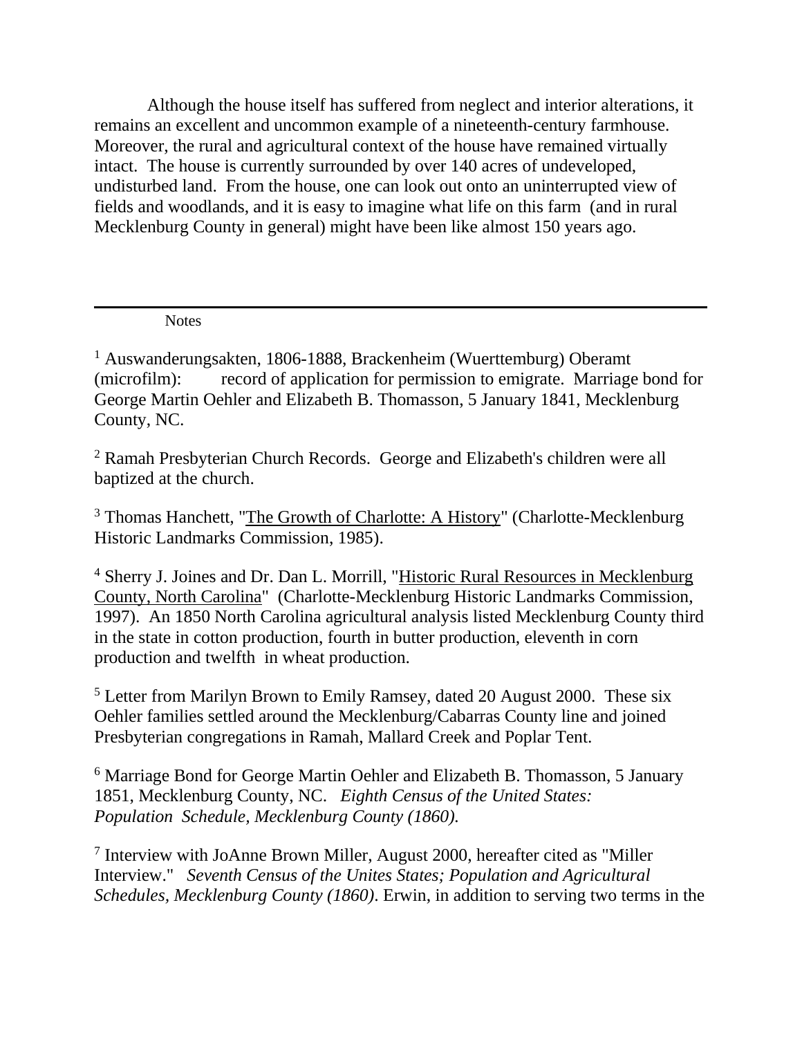Although the house itself has suffered from neglect and interior alterations, it remains an excellent and uncommon example of a nineteenth-century farmhouse. Moreover, the rural and agricultural context of the house have remained virtually intact. The house is currently surrounded by over 140 acres of undeveloped, undisturbed land. From the house, one can look out onto an uninterrupted view of fields and woodlands, and it is easy to imagine what life on this farm (and in rural Mecklenburg County in general) might have been like almost 150 years ago.

---

Notes

[1] Auswanderungsakten, 1806-1888, Brackenheim (Wuerttemburg) Oberamt (microfilm): record of application for permission to emigrate. Marriage bond for George Martin Oehler and Elizabeth B. Thomasson, 5 January 1841, Mecklenburg County, NC.

[2] Ramah Presbyterian Church Records. George and Elizabeth's children were all baptized at the church.

[3] Thomas Hanchett, "The Growth of Charlotte: A History" (Charlotte-Mecklenburg Historic Landmarks Commission, 1985).

[4] Sherry J. Joines and Dr. Dan L. Morrill, "Historic Rural Resources in Mecklenburg County, North Carolina" (Charlotte-Mecklenburg Historic Landmarks Commission, 1997). An 1850 North Carolina agricultural analysis listed Mecklenburg County third in the state in cotton production, fourth in butter production, eleventh in corn production and twelfth in wheat production.

[5] Letter from Marilyn Brown to Emily Ramsey, dated 20 August 2000. These six Oehler families settled around the Mecklenburg/Cabarras County line and joined Presbyterian congregations in Ramah, Mallard Creek and Poplar Tent.

[6] Marriage Bond for George Martin Oehler and Elizabeth B. Thomasson, 5 January 1851, Mecklenburg County, NC. *Eighth Census of the United States: Population Schedule, Mecklenburg County (1860).*

[7] Interview with JoAnne Brown Miller, August 2000, hereafter cited as "Miller Interview." *Seventh Census of the Unites States; Population and Agricultural Schedules, Mecklenburg County (1860)*. Erwin, in addition to serving two terms in the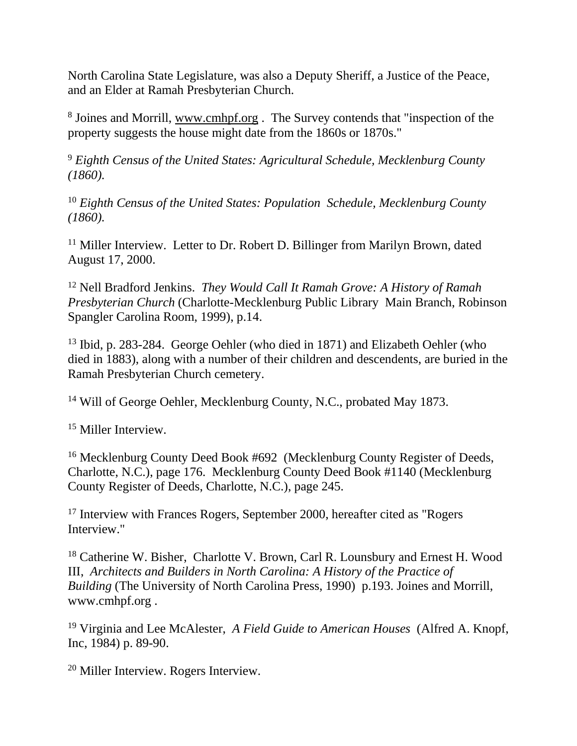North Carolina State Legislature, was also a Deputy Sheriff, a Justice of the Peace, and an Elder at Ramah Presbyterian Church.

[8] Joines and Morrill, www.cmhpf.org . The Survey contends that "inspection of the property suggests the house might date from the 1860s or 1870s."

[9] *Eighth Census of the United States: Agricultural Schedule, Mecklenburg County (1860).*

[10] *Eighth Census of the United States: Population Schedule, Mecklenburg County (1860).*

[11] Miller Interview. Letter to Dr. Robert D. Billinger from Marilyn Brown, dated August 17, 2000.

[12] Nell Bradford Jenkins. *They Would Call It Ramah Grove: A History of Ramah Presbyterian Church* (Charlotte-Mecklenburg Public Library Main Branch, Robinson Spangler Carolina Room, 1999), p.14.

[13] Ibid, p. 283-284. George Oehler (who died in 1871) and Elizabeth Oehler (who died in 1883), along with a number of their children and descendents, are buried in the Ramah Presbyterian Church cemetery.

[14] Will of George Oehler, Mecklenburg County, N.C., probated May 1873.

[15] Miller Interview.

[16] Mecklenburg County Deed Book #692 (Mecklenburg County Register of Deeds, Charlotte, N.C.), page 176. Mecklenburg County Deed Book #1140 (Mecklenburg County Register of Deeds, Charlotte, N.C.), page 245.

[17] Interview with Frances Rogers, September 2000, hereafter cited as "Rogers Interview."

[18] Catherine W. Bisher, Charlotte V. Brown, Carl R. Lounsbury and Ernest H. Wood III, *Architects and Builders in North Carolina: A History of the Practice of Building* (The University of North Carolina Press, 1990) p.193. Joines and Morrill, www.cmhpf.org .

[19] Virginia and Lee McAlester, *A Field Guide to American Houses* (Alfred A. Knopf, Inc, 1984) p. 89-90.

[20] Miller Interview. Rogers Interview.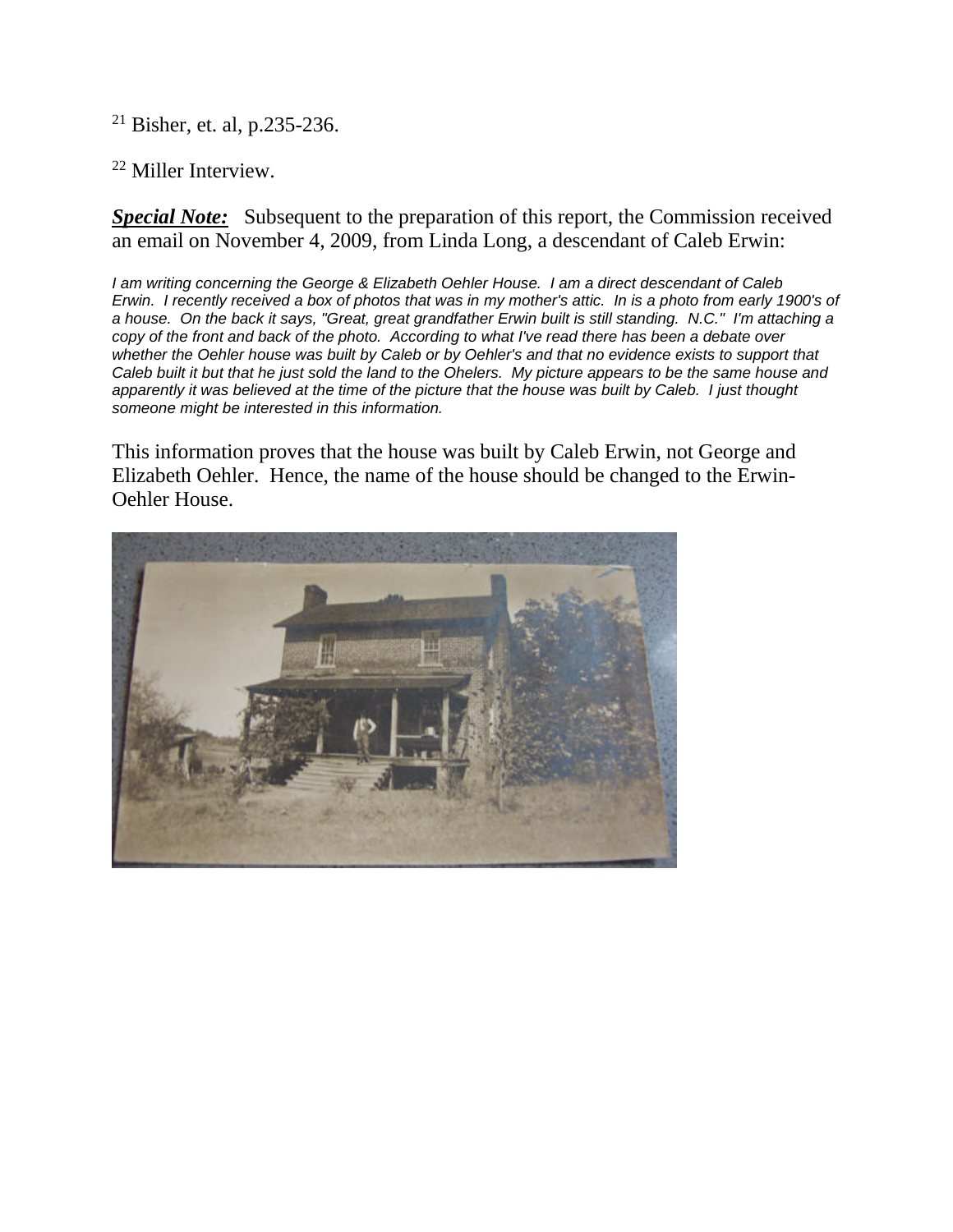[21] Bisher, et. al, p.235-236.

[22] Miller Interview.

***Special Note:*** Subsequent to the preparation of this report, the Commission received an email on November 4, 2009, from Linda Long, a descendant of Caleb Erwin:

*I am writing concerning the George & Elizabeth Oehler House. I am a direct descendant of Caleb Erwin. I recently received a box of photos that was in my mother's attic. In is a photo from early 1900's of a house. On the back it says, "Great, great grandfather Erwin built is still standing. N.C." I'm attaching a copy of the front and back of the photo. According to what I've read there has been a debate over whether the Oehler house was built by Caleb or by Oehler's and that no evidence exists to support that Caleb built it but that he just sold the land to the Ohelers. My picture appears to be the same house and apparently it was believed at the time of the picture that the house was built by Caleb. I just thought someone might be interested in this information.*

This information proves that the house was built by Caleb Erwin, not George and Elizabeth Oehler. Hence, the name of the house should be changed to the Erwin-Oehler House.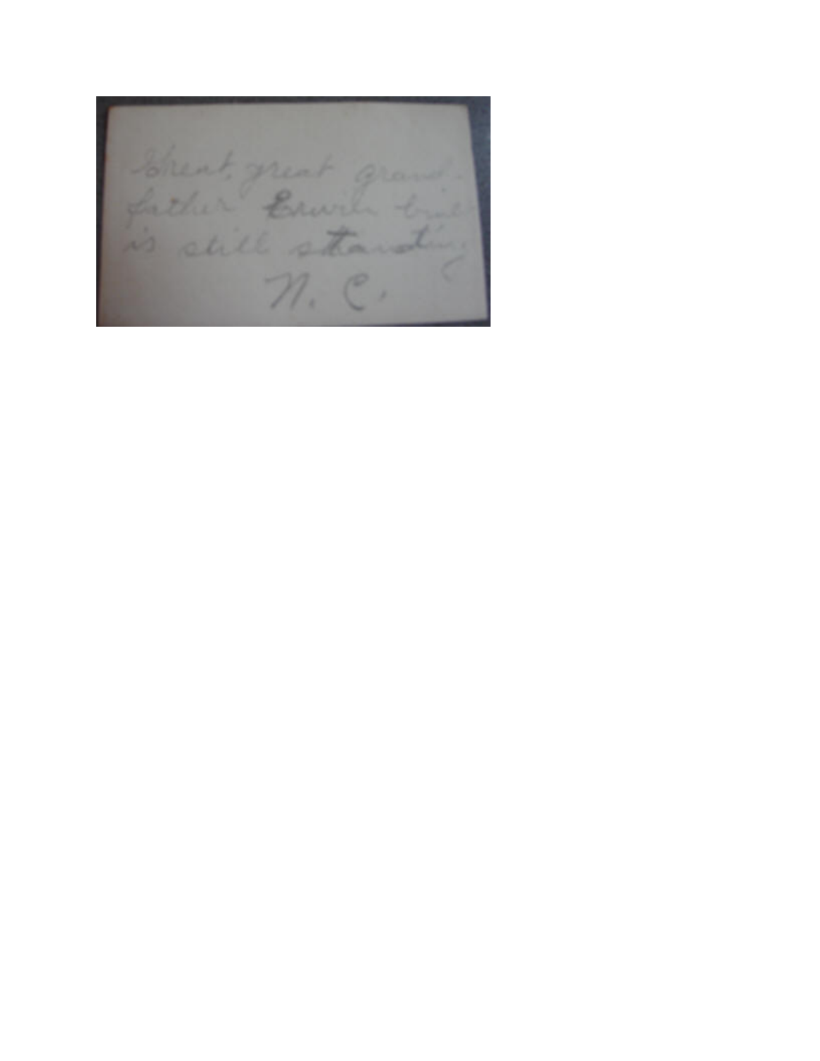Great, great grand-
father Erwin built
is still standing
N. C.